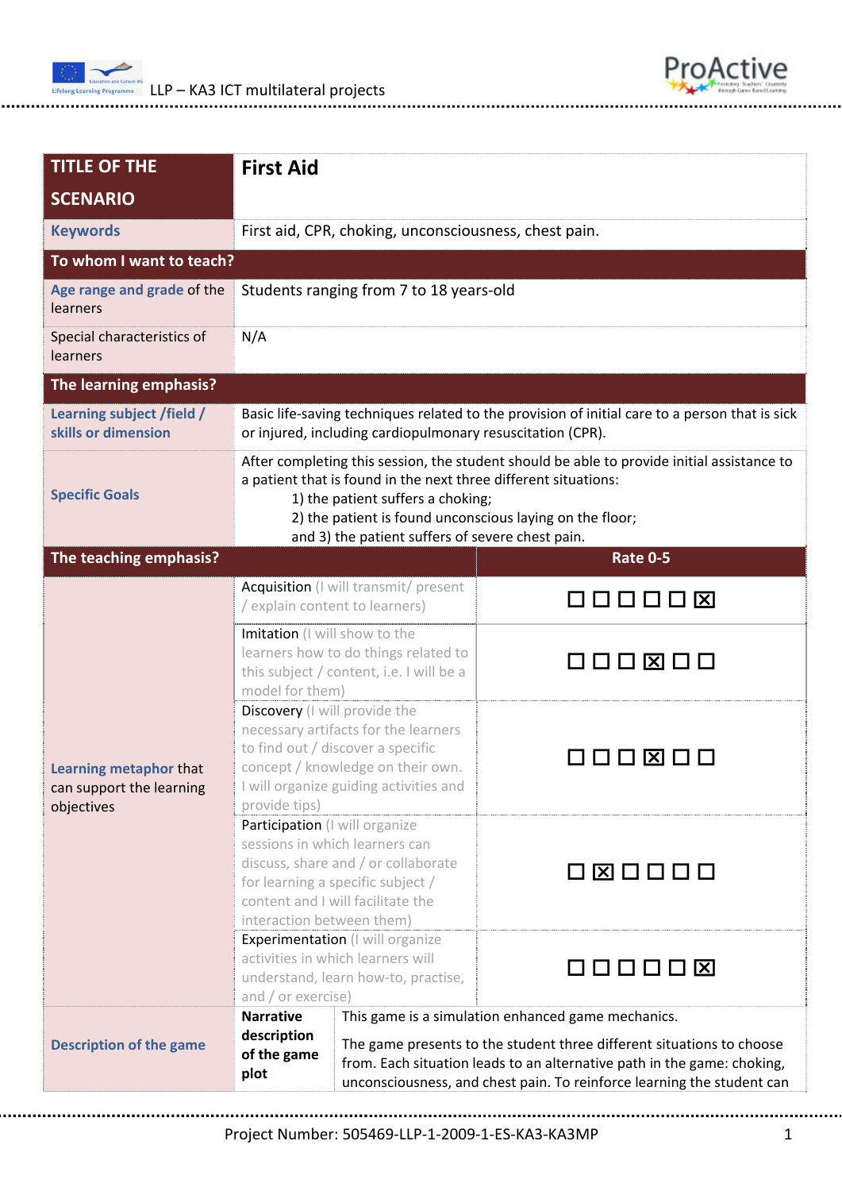| TITLE OF THE SCENARIO | First Aid | |
|---|---|---|
| Keywords | First aid, CPR, choking, unconsciousness, chest pain. | |
| **To whom I want to teach?** | | |
| Age range and grade of the learners | Students ranging from 7 to 18 years-old | |
| Special characteristics of learners | N/A | |
| **The learning emphasis?** | | |
| Learning subject /field / skills or dimension | Basic life-saving techniques related to the provision of initial care to a person that is sick or injured, including cardiopulmonary resuscitation (CPR). | |
| Specific Goals | After completing this session, the student should be able to provide initial assistance to a patient that is found in the next three different situations:<br>1) the patient suffers a choking;<br>2) the patient is found unconscious laying on the floor;<br>and 3) the patient suffers of severe chest pain. | |
| **The teaching emphasis?** | | **Rate 0-5** |
| Learning metaphor that can support the learning objectives | Acquisition (I will transmit/ present / explain content to learners) | ☐ ☐ ☐ ☐ ☐ ☒ |
| | Imitation (I will show to the learners how to do things related to this subject / content, i.e. I will be a model for them) | ☐ ☐ ☐ ☒ ☐ ☐ |
| | Discovery (I will provide the necessary artifacts for the learners to find out / discover a specific concept / knowledge on their own. I will organize guiding activities and provide tips) | ☐ ☐ ☐ ☒ ☐ ☐ |
| | Participation (I will organize sessions in which learners can discuss, share and / or collaborate for learning a specific subject / content and I will facilitate the interaction between them) | ☐ ☒ ☐ ☐ ☐ ☐ |
| | Experimentation (I will organize activities in which learners will understand, learn how-to, practise, and / or exercise) | ☐ ☐ ☐ ☐ ☐ ☒ |
| Description of the game | **Narrative description of the game plot** | This game is a simulation enhanced game mechanics.<br>The game presents to the student three different situations to choose from. Each situation leads to an alternative path in the game: choking, unconsciousness, and chest pain. To reinforce learning the student can |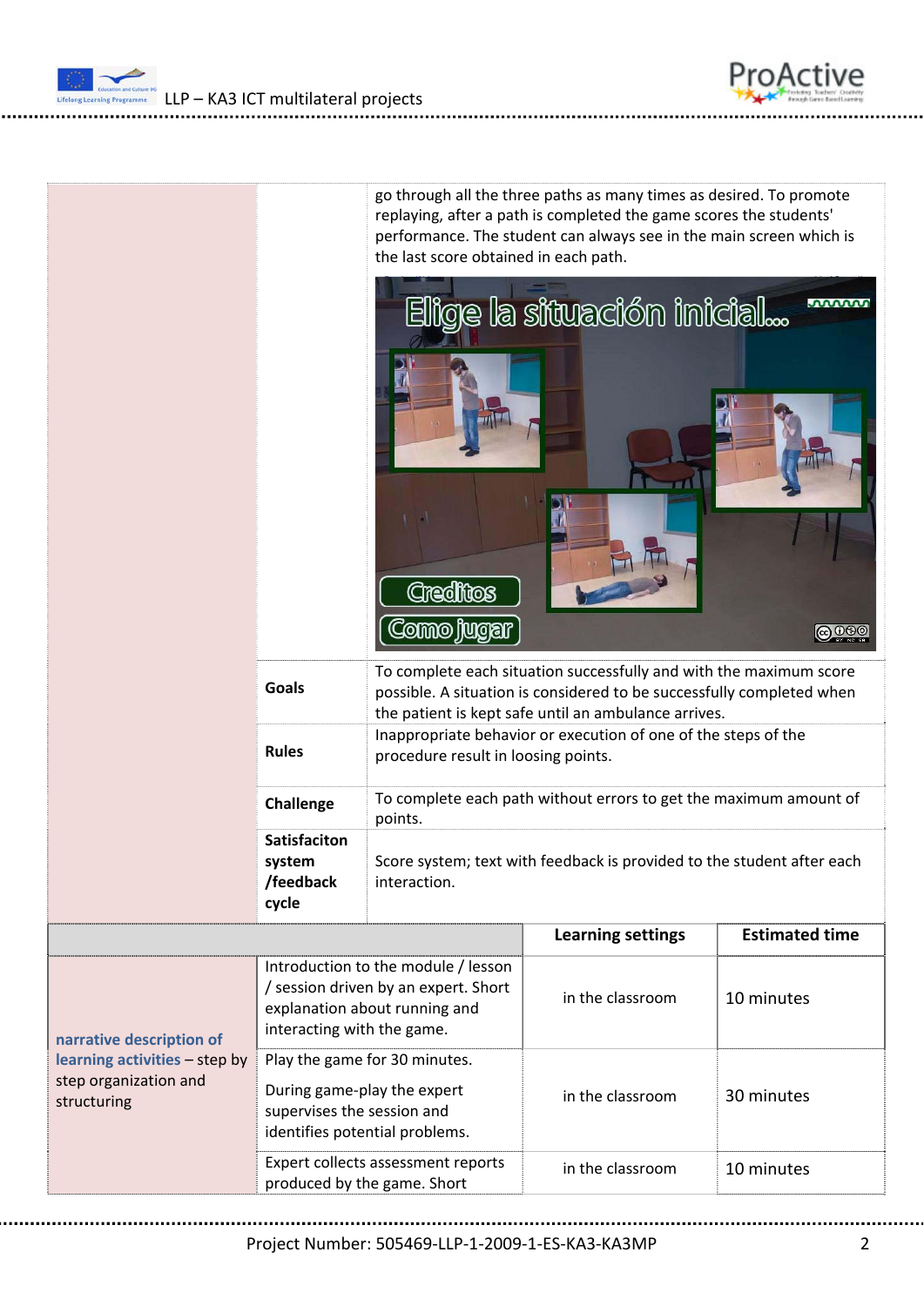| | | |
|---|---|---|
| | | go through all the three paths as many times as desired. To promote replaying, after a path is completed the game scores the students' performance. The student can always see in the main screen which is the last score obtained in each path. |
| | **Goals** | To complete each situation successfully and with the maximum score possible. A situation is considered to be successfully completed when the patient is kept safe until an ambulance arrives. |
| | **Rules** | Inappropriate behavior or execution of one of the steps of the procedure result in loosing points. |
| | **Challenge** | To complete each path without errors to get the maximum amount of points. |
| | **Satisfaciton system /feedback cycle** | Score system; text with feedback is provided to the student after each interaction. |

| | | Learning settings | Estimated time |
|---|---|---|---|
| **narrative description of learning activities** – step by step organization and structuring | Introduction to the module / lesson / session driven by an expert. Short explanation about running and interacting with the game. | in the classroom | 10 minutes |
| | Play the game for 30 minutes.<br><br>During game-play the expert supervises the session and identifies potential problems. | in the classroom | 30 minutes |
| | Expert collects assessment reports produced by the game. Short | in the classroom | 10 minutes |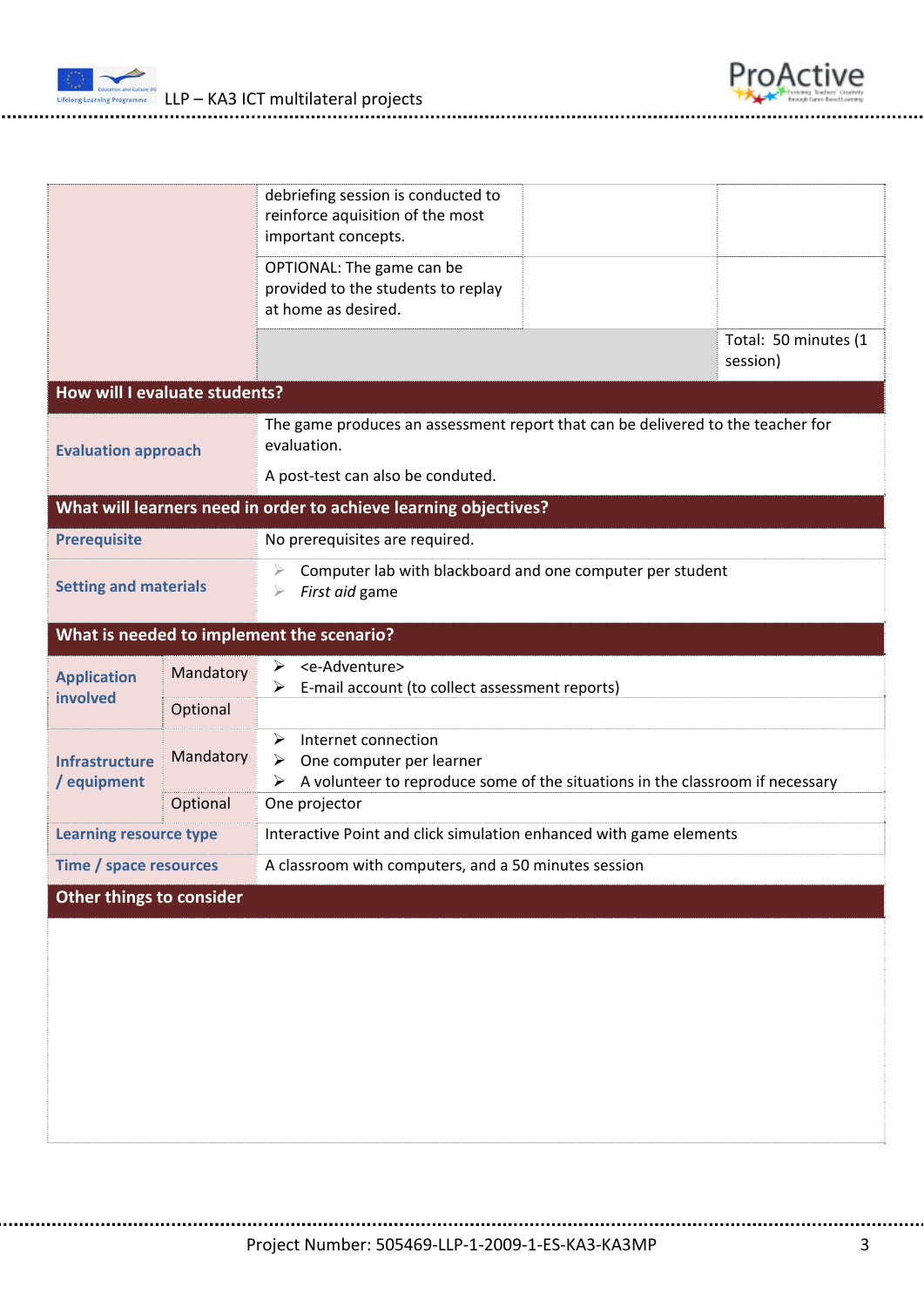| | | | |
|---|---|---|---|
| | debriefing session is conducted to reinforce aquisition of the most important concepts. | | |
| | OPTIONAL: The game can be provided to the students to replay at home as desired. | | |
| | | | Total: 50 minutes (1 session) |

**How will I evaluate students?**

| | |
|---|---|
| **Evaluation approach** | The game produces an assessment report that can be delivered to the teacher for evaluation.<br><br>A post-test can also be conduted. |

**What will learners need in order to achieve learning objectives?**

| | |
|---|---|
| **Prerequisite** | No prerequisites are required. |
| **Setting and materials** | ➢ Computer lab with blackboard and one computer per student<br>➢ *First aid* game |

**What is needed to implement the scenario?**

| | | |
|---|---|---|
| **Application involved** | Mandatory | ➢ <e-Adventure><br>➢ E-mail account (to collect assessment reports) |
| | Optional | |
| **Infrastructure / equipment** | Mandatory | ➢ Internet connection<br>➢ One computer per learner<br>➢ A volunteer to reproduce some of the situations in the classroom if necessary |
| | Optional | One projector |
| **Learning resource type** | | Interactive Point and click simulation enhanced with game elements |
| **Time / space resources** | | A classroom with computers, and a 50 minutes session |

**Other things to consider**